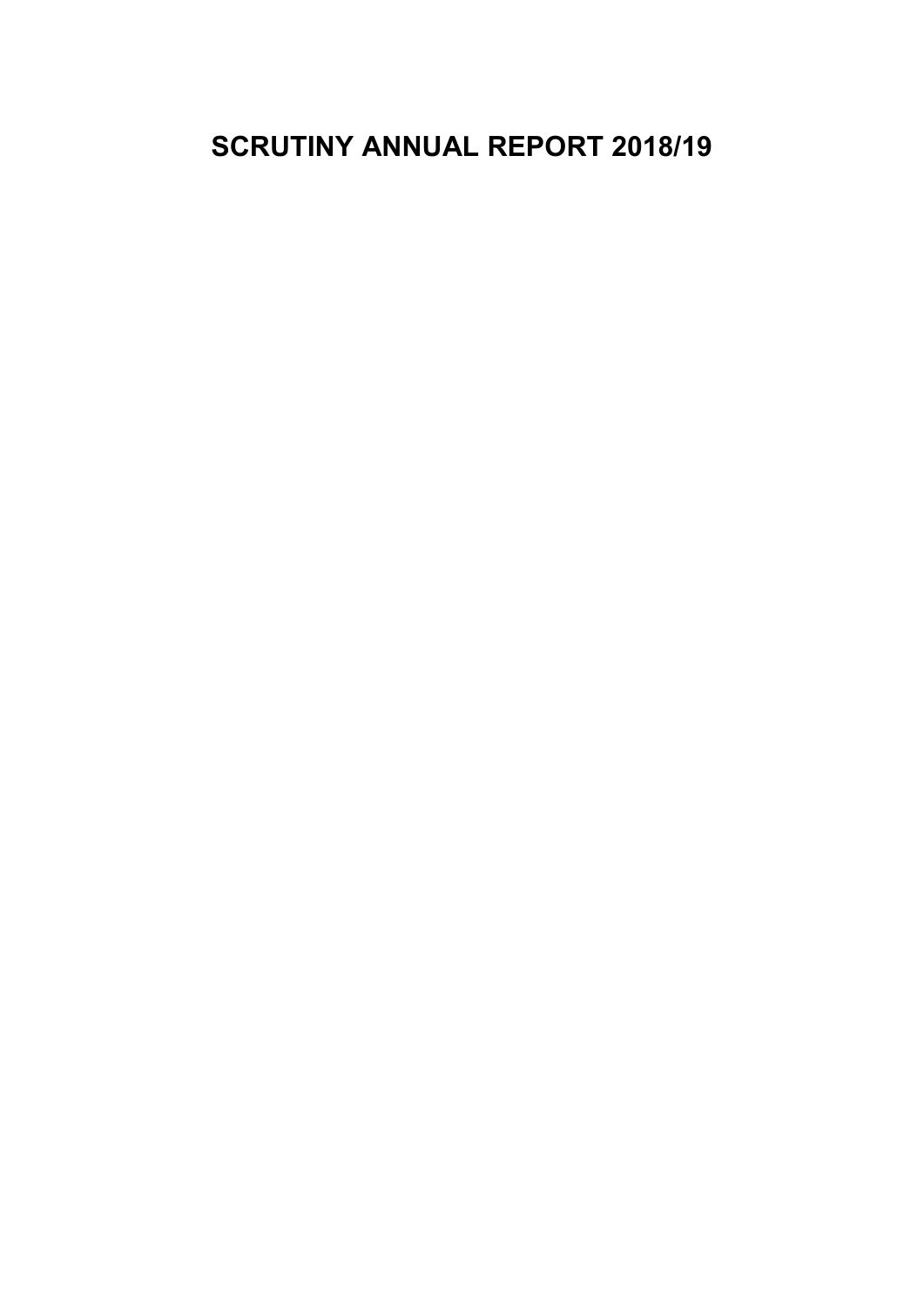# SCRUTINY ANNUAL REPORT 2018/19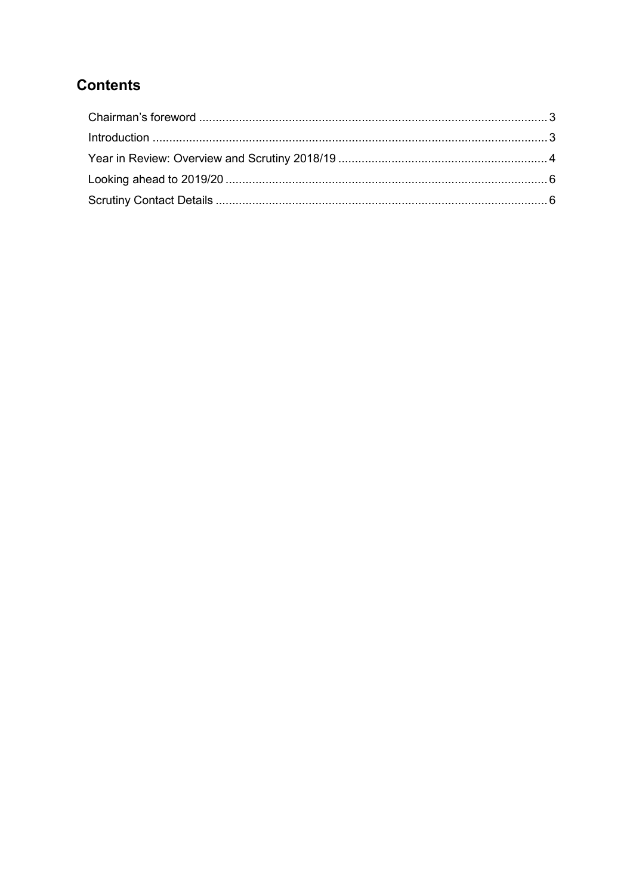## Contents

Chairman's foreword ........................................................................................................ 3
Introduction ...................................................................................................................... 3
Year in Review: Overview and Scrutiny 2018/19 .............................................................. 4
Looking ahead to 2019/20 ................................................................................................ 6
Scrutiny Contact Details ................................................................................................... 6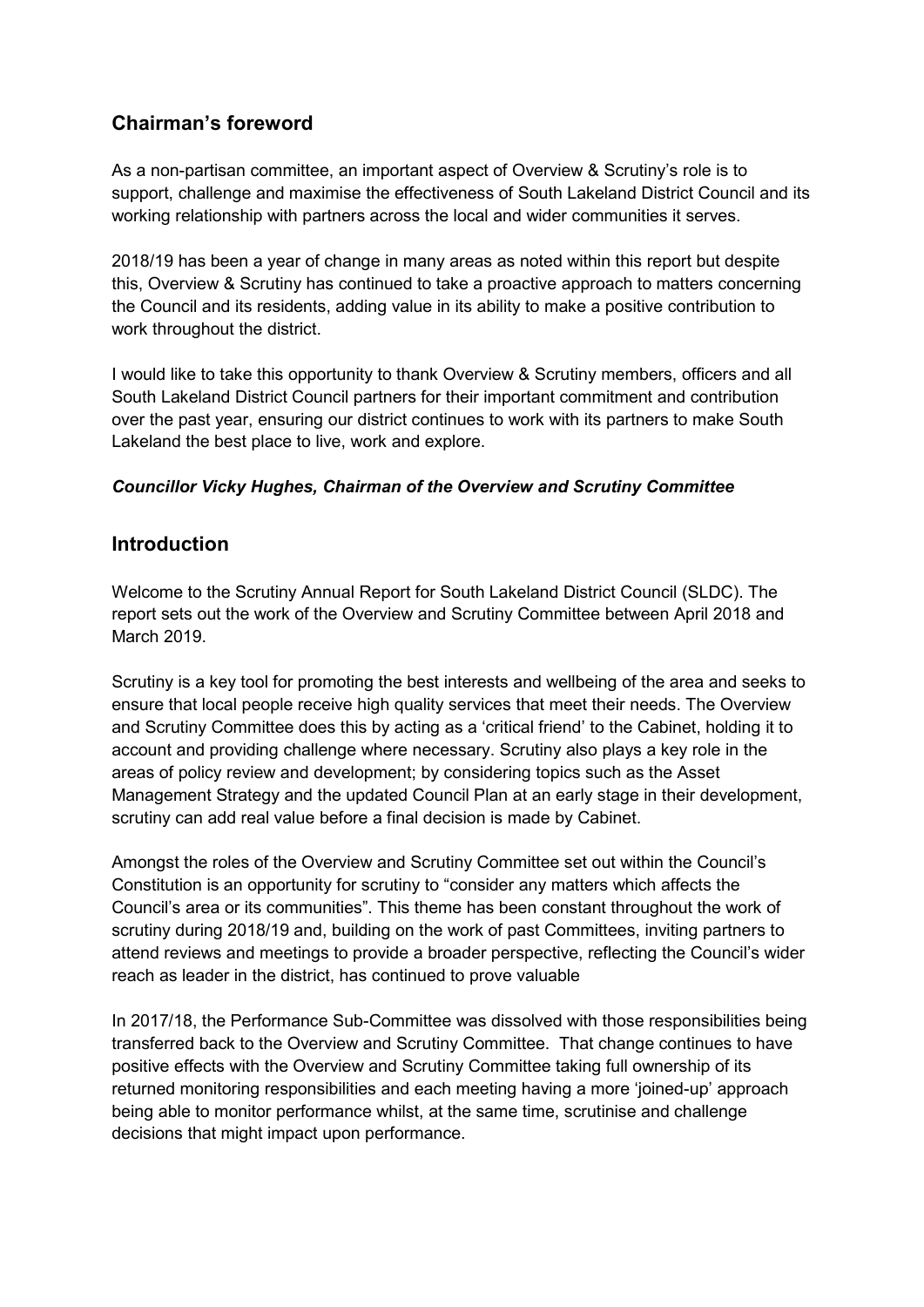## Chairman's foreword

As a non-partisan committee, an important aspect of Overview & Scrutiny's role is to support, challenge and maximise the effectiveness of South Lakeland District Council and its working relationship with partners across the local and wider communities it serves.

2018/19 has been a year of change in many areas as noted within this report but despite this, Overview & Scrutiny has continued to take a proactive approach to matters concerning the Council and its residents, adding value in its ability to make a positive contribution to work throughout the district.

I would like to take this opportunity to thank Overview & Scrutiny members, officers and all South Lakeland District Council partners for their important commitment and contribution over the past year, ensuring our district continues to work with its partners to make South Lakeland the best place to live, work and explore.

***Councillor Vicky Hughes, Chairman of the Overview and Scrutiny Committee***

## Introduction

Welcome to the Scrutiny Annual Report for South Lakeland District Council (SLDC). The report sets out the work of the Overview and Scrutiny Committee between April 2018 and March 2019.

Scrutiny is a key tool for promoting the best interests and wellbeing of the area and seeks to ensure that local people receive high quality services that meet their needs. The Overview and Scrutiny Committee does this by acting as a 'critical friend' to the Cabinet, holding it to account and providing challenge where necessary. Scrutiny also plays a key role in the areas of policy review and development; by considering topics such as the Asset Management Strategy and the updated Council Plan at an early stage in their development, scrutiny can add real value before a final decision is made by Cabinet.

Amongst the roles of the Overview and Scrutiny Committee set out within the Council's Constitution is an opportunity for scrutiny to "consider any matters which affects the Council's area or its communities". This theme has been constant throughout the work of scrutiny during 2018/19 and, building on the work of past Committees, inviting partners to attend reviews and meetings to provide a broader perspective, reflecting the Council's wider reach as leader in the district, has continued to prove valuable

In 2017/18, the Performance Sub-Committee was dissolved with those responsibilities being transferred back to the Overview and Scrutiny Committee. That change continues to have positive effects with the Overview and Scrutiny Committee taking full ownership of its returned monitoring responsibilities and each meeting having a more 'joined-up' approach being able to monitor performance whilst, at the same time, scrutinise and challenge decisions that might impact upon performance.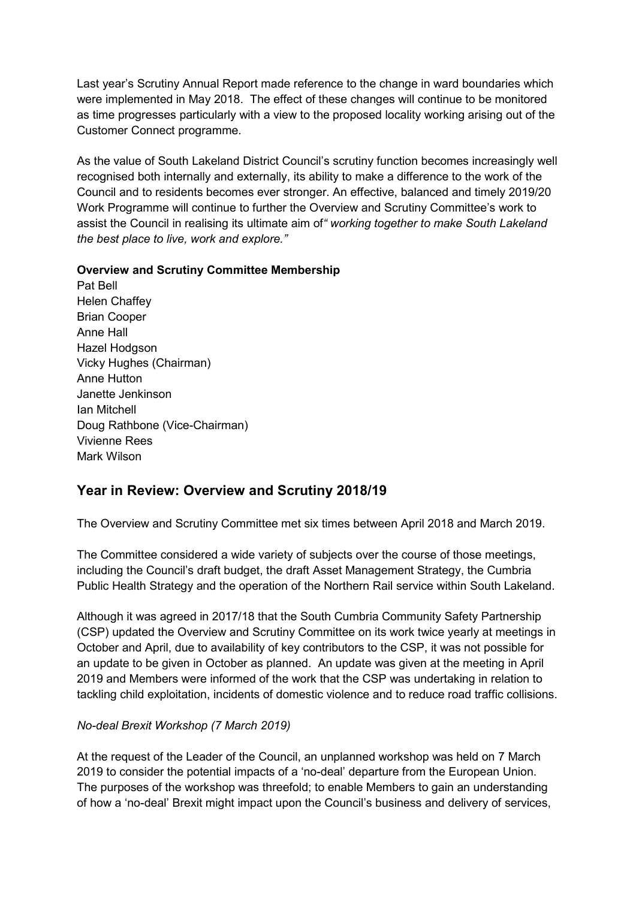Last year's Scrutiny Annual Report made reference to the change in ward boundaries which were implemented in May 2018. The effect of these changes will continue to be monitored as time progresses particularly with a view to the proposed locality working arising out of the Customer Connect programme.

As the value of South Lakeland District Council's scrutiny function becomes increasingly well recognised both internally and externally, its ability to make a difference to the work of the Council and to residents becomes ever stronger. An effective, balanced and timely 2019/20 Work Programme will continue to further the Overview and Scrutiny Committee's work to assist the Council in realising its ultimate aim of*" working together to make South Lakeland the best place to live, work and explore."*

**Overview and Scrutiny Committee Membership**

Pat Bell
Helen Chaffey
Brian Cooper
Anne Hall
Hazel Hodgson
Vicky Hughes (Chairman)
Anne Hutton
Janette Jenkinson
Ian Mitchell
Doug Rathbone (Vice-Chairman)
Vivienne Rees
Mark Wilson

## Year in Review: Overview and Scrutiny 2018/19

The Overview and Scrutiny Committee met six times between April 2018 and March 2019.

The Committee considered a wide variety of subjects over the course of those meetings, including the Council's draft budget, the draft Asset Management Strategy, the Cumbria Public Health Strategy and the operation of the Northern Rail service within South Lakeland.

Although it was agreed in 2017/18 that the South Cumbria Community Safety Partnership (CSP) updated the Overview and Scrutiny Committee on its work twice yearly at meetings in October and April, due to availability of key contributors to the CSP, it was not possible for an update to be given in October as planned. An update was given at the meeting in April 2019 and Members were informed of the work that the CSP was undertaking in relation to tackling child exploitation, incidents of domestic violence and to reduce road traffic collisions.

*No-deal Brexit Workshop (7 March 2019)*

At the request of the Leader of the Council, an unplanned workshop was held on 7 March 2019 to consider the potential impacts of a 'no-deal' departure from the European Union. The purposes of the workshop was threefold; to enable Members to gain an understanding of how a 'no-deal' Brexit might impact upon the Council's business and delivery of services,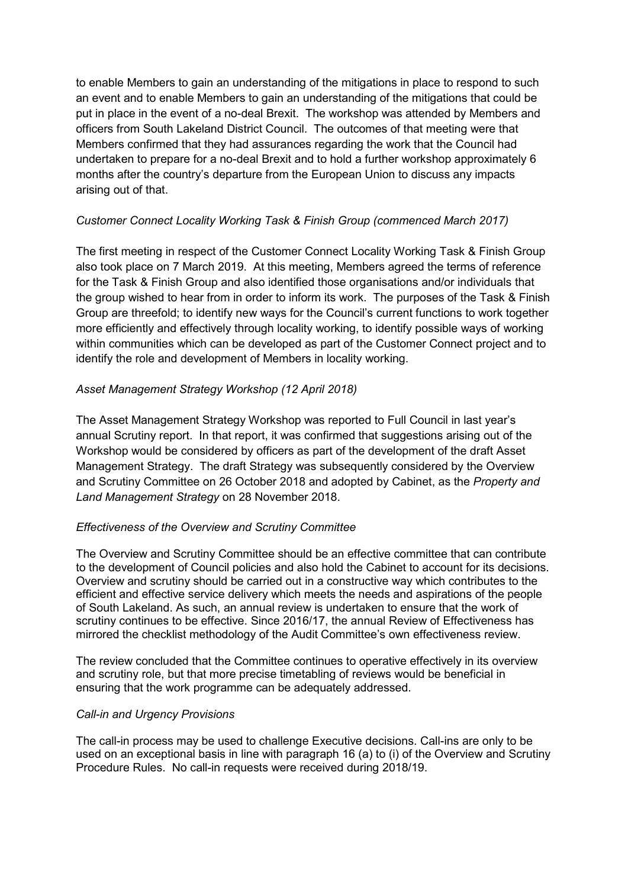to enable Members to gain an understanding of the mitigations in place to respond to such an event and to enable Members to gain an understanding of the mitigations that could be put in place in the event of a no-deal Brexit. The workshop was attended by Members and officers from South Lakeland District Council. The outcomes of that meeting were that Members confirmed that they had assurances regarding the work that the Council had undertaken to prepare for a no-deal Brexit and to hold a further workshop approximately 6 months after the country's departure from the European Union to discuss any impacts arising out of that.

*Customer Connect Locality Working Task & Finish Group (commenced March 2017)*

The first meeting in respect of the Customer Connect Locality Working Task & Finish Group also took place on 7 March 2019. At this meeting, Members agreed the terms of reference for the Task & Finish Group and also identified those organisations and/or individuals that the group wished to hear from in order to inform its work. The purposes of the Task & Finish Group are threefold; to identify new ways for the Council's current functions to work together more efficiently and effectively through locality working, to identify possible ways of working within communities which can be developed as part of the Customer Connect project and to identify the role and development of Members in locality working.

*Asset Management Strategy Workshop (12 April 2018)*

The Asset Management Strategy Workshop was reported to Full Council in last year's annual Scrutiny report. In that report, it was confirmed that suggestions arising out of the Workshop would be considered by officers as part of the development of the draft Asset Management Strategy. The draft Strategy was subsequently considered by the Overview and Scrutiny Committee on 26 October 2018 and adopted by Cabinet, as the *Property and Land Management Strategy* on 28 November 2018.

*Effectiveness of the Overview and Scrutiny Committee*

The Overview and Scrutiny Committee should be an effective committee that can contribute to the development of Council policies and also hold the Cabinet to account for its decisions. Overview and scrutiny should be carried out in a constructive way which contributes to the efficient and effective service delivery which meets the needs and aspirations of the people of South Lakeland. As such, an annual review is undertaken to ensure that the work of scrutiny continues to be effective. Since 2016/17, the annual Review of Effectiveness has mirrored the checklist methodology of the Audit Committee's own effectiveness review.

The review concluded that the Committee continues to operative effectively in its overview and scrutiny role, but that more precise timetabling of reviews would be beneficial in ensuring that the work programme can be adequately addressed.

*Call-in and Urgency Provisions*

The call-in process may be used to challenge Executive decisions. Call-ins are only to be used on an exceptional basis in line with paragraph 16 (a) to (i) of the Overview and Scrutiny Procedure Rules. No call-in requests were received during 2018/19.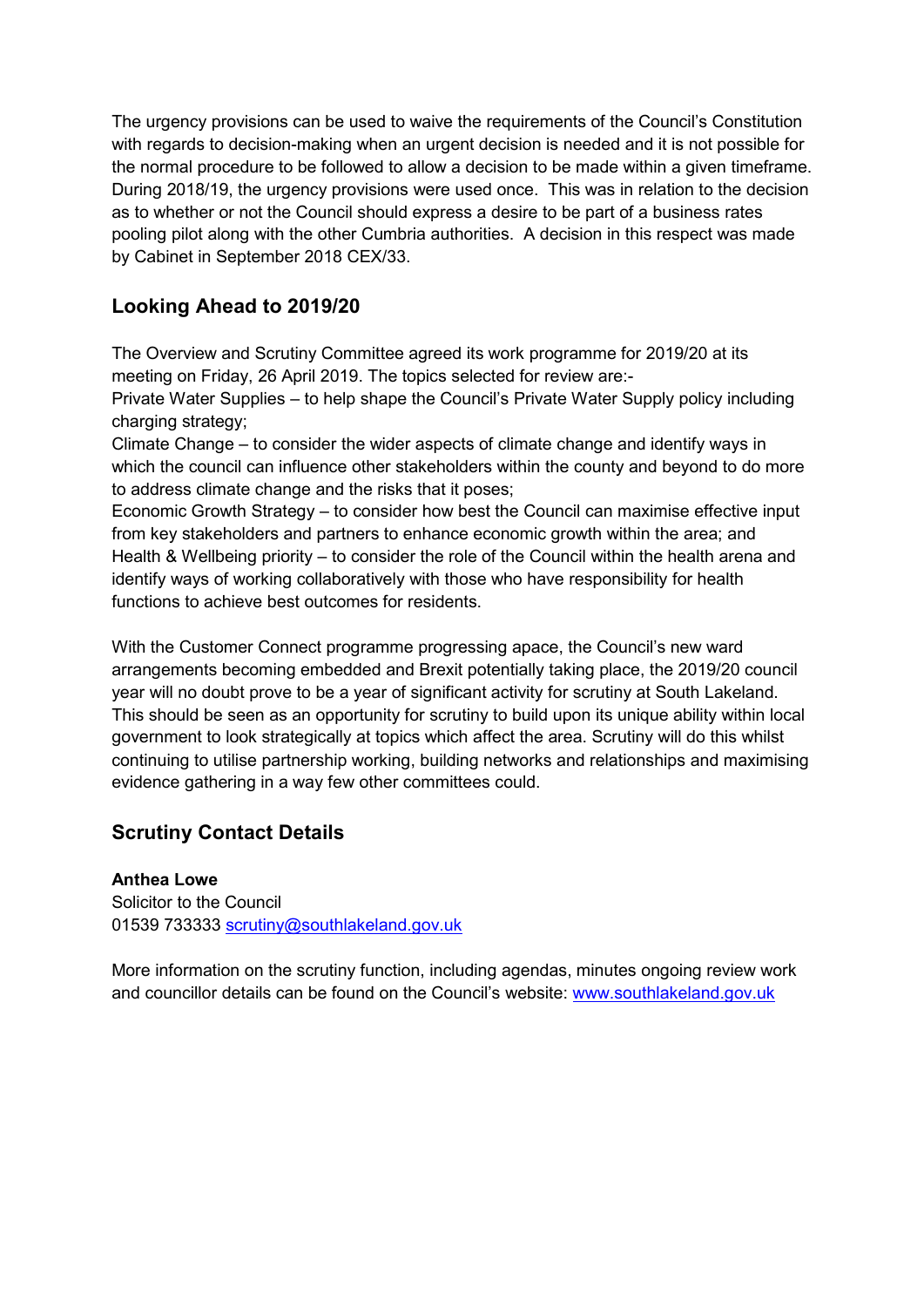The urgency provisions can be used to waive the requirements of the Council's Constitution with regards to decision-making when an urgent decision is needed and it is not possible for the normal procedure to be followed to allow a decision to be made within a given timeframe. During 2018/19, the urgency provisions were used once. This was in relation to the decision as to whether or not the Council should express a desire to be part of a business rates pooling pilot along with the other Cumbria authorities. A decision in this respect was made by Cabinet in September 2018 CEX/33.

## Looking Ahead to 2019/20

The Overview and Scrutiny Committee agreed its work programme for 2019/20 at its meeting on Friday, 26 April 2019. The topics selected for review are:-

Private Water Supplies – to help shape the Council's Private Water Supply policy including charging strategy;

Climate Change – to consider the wider aspects of climate change and identify ways in which the council can influence other stakeholders within the county and beyond to do more to address climate change and the risks that it poses;

Economic Growth Strategy – to consider how best the Council can maximise effective input from key stakeholders and partners to enhance economic growth within the area; and

Health & Wellbeing priority – to consider the role of the Council within the health arena and identify ways of working collaboratively with those who have responsibility for health functions to achieve best outcomes for residents.

With the Customer Connect programme progressing apace, the Council's new ward arrangements becoming embedded and Brexit potentially taking place, the 2019/20 council year will no doubt prove to be a year of significant activity for scrutiny at South Lakeland. This should be seen as an opportunity for scrutiny to build upon its unique ability within local government to look strategically at topics which affect the area. Scrutiny will do this whilst continuing to utilise partnership working, building networks and relationships and maximising evidence gathering in a way few other committees could.

## Scrutiny Contact Details

**Anthea Lowe**
Solicitor to the Council
01539 733333 scrutiny@southlakeland.gov.uk

More information on the scrutiny function, including agendas, minutes ongoing review work and councillor details can be found on the Council's website: www.southlakeland.gov.uk